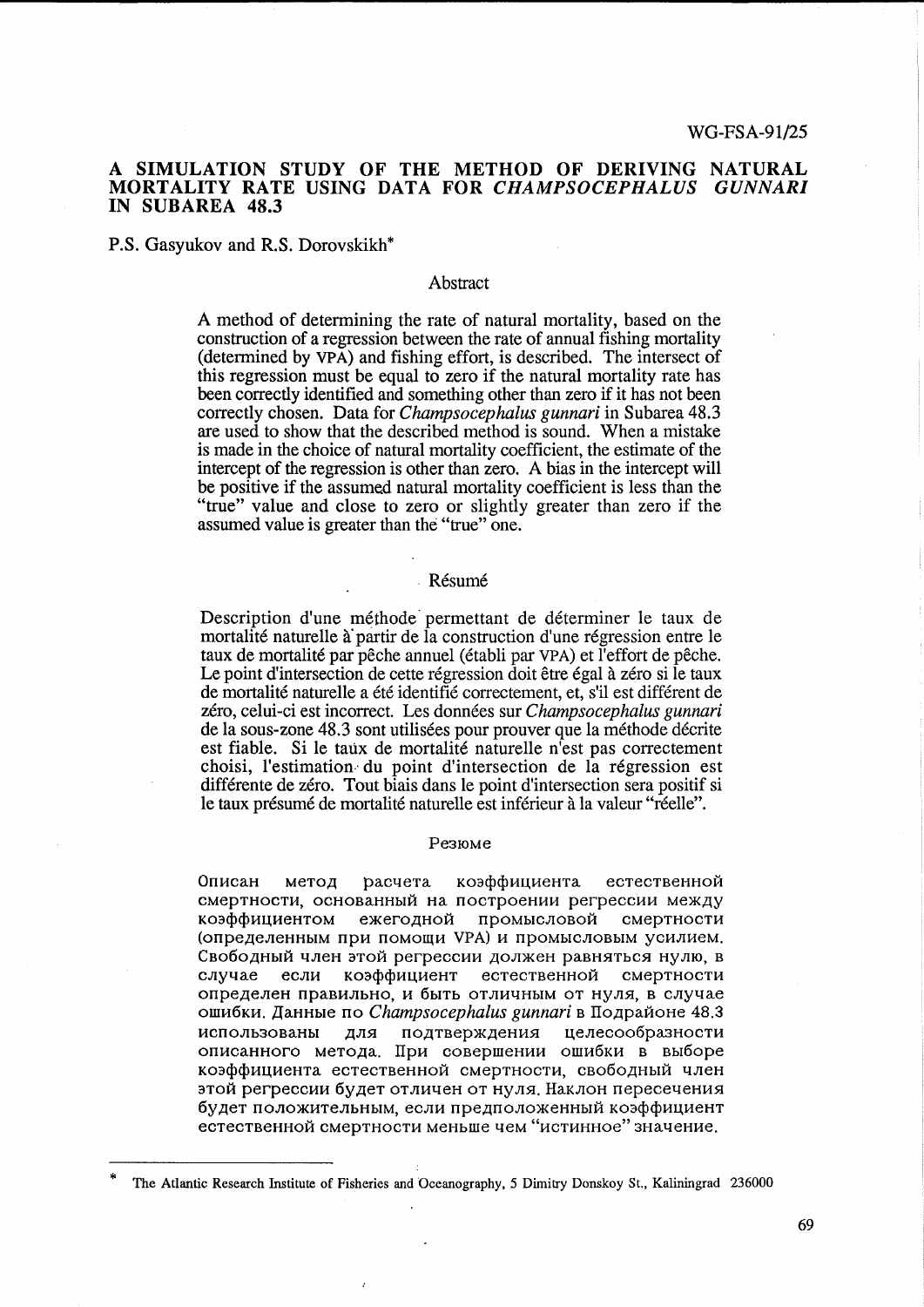WG-FSA-91/25

# A SIMULATION STUDY OF THE METHOD OF DERIVING NATURAL MORTALITY RATE USING DATA FOR *CHAMPSOCEPHALUS GUNNARI* IN SUBAREA 48.3

P.S. Gasyukov and R.S. Dorovskikh*

## Abstract

A method of determining the rate of natural mortality, based on the construction of a regression between the rate of annual fishing mortality (determined by VPA) and fishing effort, is described. The intersect of this regression must be equal to zero if the natural mortality rate has been correctly identified and something other than zero if it has not been correctly chosen. Data for *Champsocephalus gunnari* in Subarea 48.3 are used to show that the described method is sound. When a mistake is made in the choice of natural mortality coefficient, the estimate of the intercept of the regression is other than zero. A bias in the intercept will be positive if the assumed natural mortality coefficient is less than the "true" value and close to zero or slightly greater than zero if the assumed value is greater than the "true" one.

## Résumé

Description d'une méthode permettant de déterminer le taux de mortalité naturelle à partir de la construction d'une régression entre le taux de mortalité par pêche annuel (établi par VPA) et l'effort de pêche. Le point d'intersection de cette régression doit être égal à zéro si le taux de mortalité naturelle a été identifié correctement, et, s'il est différent de zéro, celui-ci est incorrect. Les données sur *Champsocephalus gunnari* de la sous-zone 48.3 sont utilisées pour prouver que la méthode décrite est fiable. Si le taux de mortalité naturelle n'est pas correctement choisi, l'estimation du point d'intersection de la régression est différente de zéro. Tout biais dans le point d'intersection sera positif si le taux présumé de mortalité naturelle est inférieur à la valeur "réelle".

## Резюме

Описан метод расчета коэффициента естественной смертности, основанный на построении регрессии между коэффициентом ежегодной промысловой смертности (определенным при помощи VPA) и промысловым усилием. Свободный член этой регрессии должен равняться нулю, в случае если коэффициент естественной смертности определен правильно, и быть отличным от нуля, в случае ошибки. Данные по *Champsocephalus gunnari* в Подрайоне 48.3 использованы для подтверждения целесообразности описанного метода. При совершении ошибки в выборе коэффициента естественной смертности, свободный член этой регрессии будет отличен от нуля. Наклон пересечения будет положительным, если предположенный коэффициент естественной смертности меньше чем "истинное" значение.

---

\* The Atlantic Research Institute of Fisheries and Oceanography, 5 Dimitry Donskoy St., Kaliningrad 236000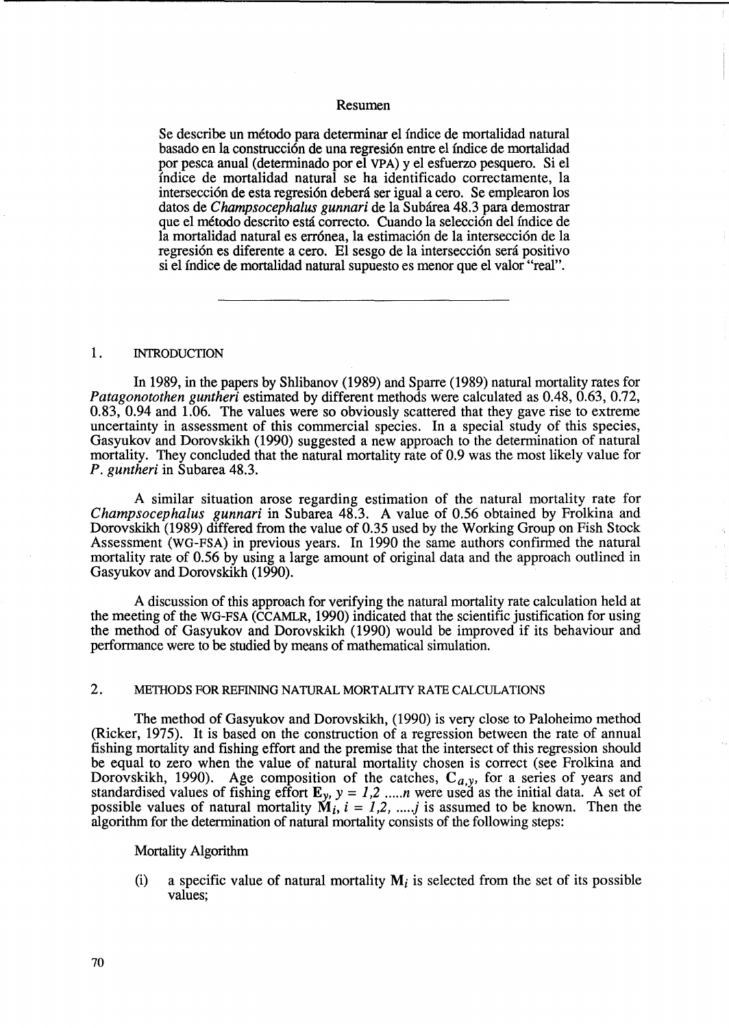Resumen

Se describe un método para determinar el índice de mortalidad natural basado en la construcción de una regresión entre el índice de mortalidad por pesca anual (determinado por el VPA) y el esfuerzo pesquero. Si el índice de mortalidad natural se ha identificado correctamente, la intersección de esta regresión deberá ser igual a cero. Se emplearon los datos de *Champsocephalus gunnari* de la Subárea 48.3 para demostrar que el método descrito está correcto. Cuando la selección del índice de la mortalidad natural es errónea, la estimación de la intersección de la regresión es diferente a cero. El sesgo de la intersección será positivo si el índice de mortalidad natural supuesto es menor que el valor "real".

---

## 1. INTRODUCTION

In 1989, in the papers by Shlibanov (1989) and Sparre (1989) natural mortality rates for *Patagonotothen guntheri* estimated by different methods were calculated as 0.48, 0.63, 0.72, 0.83, 0.94 and 1.06. The values were so obviously scattered that they gave rise to extreme uncertainty in assessment of this commercial species. In a special study of this species, Gasyukov and Dorovskikh (1990) suggested a new approach to the determination of natural mortality. They concluded that the natural mortality rate of 0.9 was the most likely value for *P. guntheri* in Subarea 48.3.

A similar situation arose regarding estimation of the natural mortality rate for *Champsocephalus gunnari* in Subarea 48.3. A value of 0.56 obtained by Frolkina and Dorovskikh (1989) differed from the value of 0.35 used by the Working Group on Fish Stock Assessment (WG-FSA) in previous years. In 1990 the same authors confirmed the natural mortality rate of 0.56 by using a large amount of original data and the approach outlined in Gasyukov and Dorovskikh (1990).

A discussion of this approach for verifying the natural mortality rate calculation held at the meeting of the WG-FSA (CCAMLR, 1990) indicated that the scientific justification for using the method of Gasyukov and Dorovskikh (1990) would be improved if its behaviour and performance were to be studied by means of mathematical simulation.

## 2. METHODS FOR REFINING NATURAL MORTALITY RATE CALCULATIONS

The method of Gasyukov and Dorovskikh, (1990) is very close to Paloheimo method (Ricker, 1975). It is based on the construction of a regression between the rate of annual fishing mortality and fishing effort and the premise that the intersect of this regression should be equal to zero when the value of natural mortality chosen is correct (see Frolkina and Dorovskikh, 1990). Age composition of the catches, $\mathbf{C}_{a,y}$, for a series of years and standardised values of fishing effort $\mathbf{E}_y$, $y = 1,2 \;.....n$ were used as the initial data. A set of possible values of natural mortality $\mathbf{M}_i$, $i = 1,2, \;.....j$ is assumed to be known. Then the algorithm for the determination of natural mortality consists of the following steps:

Mortality Algorithm

(i) a specific value of natural mortality $\mathbf{M}_i$ is selected from the set of its possible values;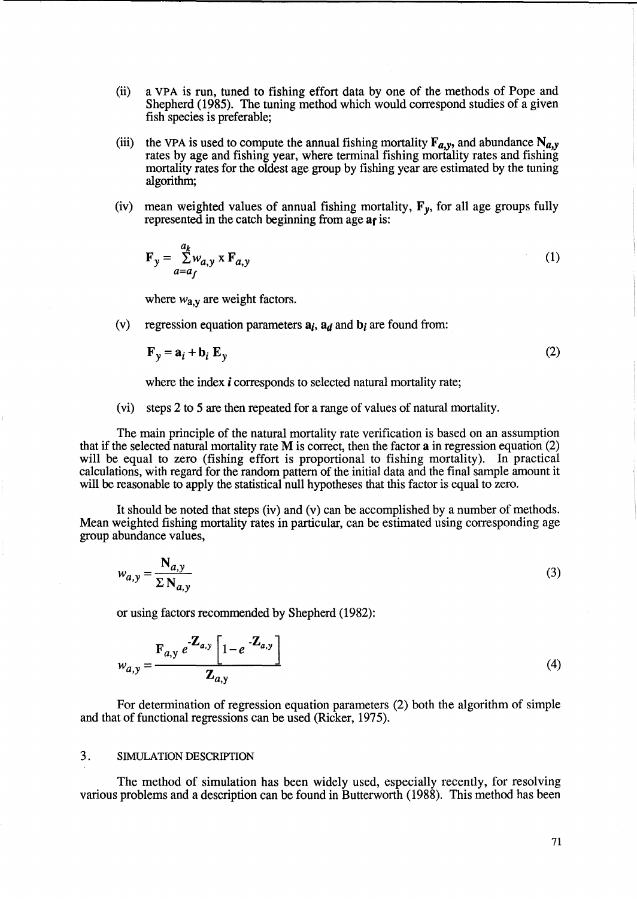(ii) a VPA is run, tuned to fishing effort data by one of the methods of Pope and Shepherd (1985). The tuning method which would correspond studies of a given fish species is preferable;

(iii) the VPA is used to compute the annual fishing mortality $\mathbf{F}_{a,y}$, and abundance $\mathbf{N}_{a,y}$ rates by age and fishing year, where terminal fishing mortality rates and fishing mortality rates for the oldest age group by fishing year are estimated by the tuning algorithm;

(iv) mean weighted values of annual fishing mortality, $\mathbf{F}_y$, for all age groups fully represented in the catch beginning from age $\mathbf{a_f}$ is:

$$\mathbf{F}_y = \sum_{a=a_f}^{a_k} w_{a,y} \times \mathbf{F}_{a,y} \tag{1}$$

where $w_{a,y}$ are weight factors.

(v) regression equation parameters $\mathbf{a}_i$, $\mathbf{a}_d$ and $\mathbf{b}_i$ are found from:

$$\mathbf{F}_y = \mathbf{a}_i + \mathbf{b}_i\ \mathbf{E}_y \tag{2}$$

where the index $\boldsymbol{i}$ corresponds to selected natural mortality rate;

(vi) steps 2 to 5 are then repeated for a range of values of natural mortality.

The main principle of the natural mortality rate verification is based on an assumption that if the selected natural mortality rate **M** is correct, then the factor **a** in regression equation (2) will be equal to zero (fishing effort is proportional to fishing mortality). In practical calculations, with regard for the random pattern of the initial data and the final sample amount it will be reasonable to apply the statistical null hypotheses that this factor is equal to zero.

It should be noted that steps (iv) and (v) can be accomplished by a number of methods. Mean weighted fishing mortality rates in particular, can be estimated using corresponding age group abundance values,

$$w_{a,y} = \frac{\mathbf{N}_{a,y}}{\sum \mathbf{N}_{a,y}} \tag{3}$$

or using factors recommended by Shepherd (1982):

$$w_{a,y} = \frac{\mathbf{F}_{a,y}\ e^{-\mathbf{Z}_{a,y}} \left[1 - e^{-\mathbf{Z}_{a,y}}\right]}{\mathbf{Z}_{a,y}} \tag{4}$$

For determination of regression equation parameters (2) both the algorithm of simple and that of functional regressions can be used (Ricker, 1975).

## 3. SIMULATION DESCRIPTION

The method of simulation has been widely used, especially recently, for resolving various problems and a description can be found in Butterworth (1988). This method has been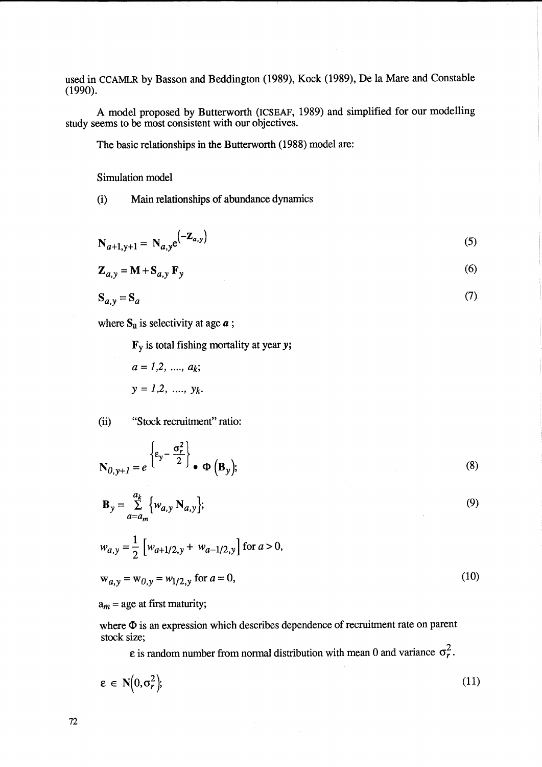used in CCAMLR by Basson and Beddington (1989), Kock (1989), De la Mare and Constable (1990).

A model proposed by Butterworth (ICSEAF, 1989) and simplified for our modelling study seems to be most consistent with our objectives.

The basic relationships in the Butterworth (1988) model are:

Simulation model

(i) Main relationships of abundance dynamics

$$\mathbf{N}_{a+1,y+1} = \mathbf{N}_{a,y} e^{\left(-\mathbf{Z}_{a,y}\right)} \tag{5}$$

$$\mathbf{Z}_{a,y} = \mathbf{M} + \mathbf{S}_{a,y}\,\mathbf{F}_y \tag{6}$$

$$\mathbf{S}_{a,y} = \mathbf{S}_a \tag{7}$$

where $\mathbf{S}_a$ is selectivity at age $\boldsymbol{a}$ ;

$\mathbf{F}_y$ is total fishing mortality at year $\boldsymbol{y}$;

$a = 1, 2, \ldots, a_k$;

$y = 1, 2, \ldots, y_k$.

(ii) "Stock recruitment" ratio:

$$\mathbf{N}_{0,y+1} = e^{\left\{\varepsilon_y - \frac{\sigma_r^2}{2}\right\}} \bullet \Phi\left(\mathbf{B}_y\right); \tag{8}$$

$$\mathbf{B}_y = \sum_{a=a_m}^{a_k} \left\{w_{a,y}\,\mathbf{N}_{a,y}\right\}; \tag{9}$$

$$w_{a,y} = \frac{1}{2}\left[w_{a+1/2,y} + w_{a-1/2,y}\right] \text{ for } a > 0,$$

$$\mathrm{w}_{a,y} = \mathrm{w}_{0,y} = w_{1/2,y} \text{ for } a = 0, \tag{10}$$

$a_m$ = age at first maturity;

where $\Phi$ is an expression which describes dependence of recruitment rate on parent stock size;

$\varepsilon$ is random number from normal distribution with mean 0 and variance $\sigma_r^2$.

$$\varepsilon \in \mathbf{N}\left(0, \sigma_r^2\right); \tag{11}$$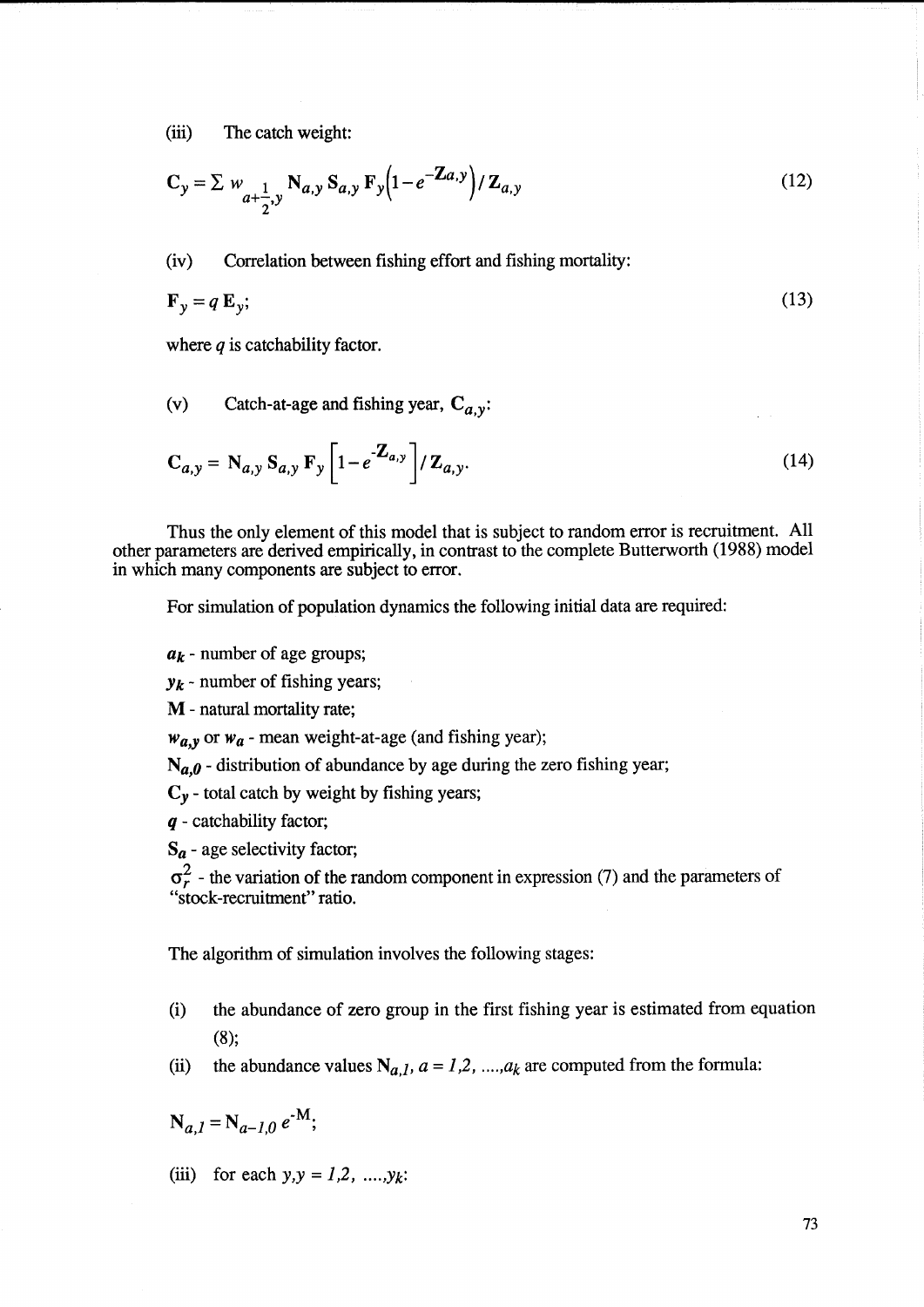(iii) The catch weight:

$$\mathbf{C}_y = \Sigma \, w_{a+\frac{1}{2},y} \, \mathbf{N}_{a,y} \, \mathbf{S}_{a,y} \, \mathbf{F}_y \left(1 - e^{-\mathbf{Z}_{a,y}}\right) / \, \mathbf{Z}_{a,y} \tag{12}$$

(iv) Correlation between fishing effort and fishing mortality:

$$\mathbf{F}_y = q \, \mathbf{E}_y; \tag{13}$$

where $q$ is catchability factor.

(v) Catch-at-age and fishing year, $\mathbf{C}_{a,y}$:

$$\mathbf{C}_{a,y} = \mathbf{N}_{a,y} \, \mathbf{S}_{a,y} \, \mathbf{F}_y \left[1 - e^{-\mathbf{Z}_{a,y}}\right] / \, \mathbf{Z}_{a,y}. \tag{14}$$

Thus the only element of this model that is subject to random error is recruitment. All other parameters are derived empirically, in contrast to the complete Butterworth (1988) model in which many components are subject to error.

For simulation of population dynamics the following initial data are required:

$a_k$ - number of age groups;

$y_k$ - number of fishing years;

$\mathbf{M}$ - natural mortality rate;

$w_{a,y}$ or $w_a$ - mean weight-at-age (and fishing year);

$\mathbf{N}_{a,0}$ - distribution of abundance by age during the zero fishing year;

$\mathbf{C}_y$ - total catch by weight by fishing years;

$q$ - catchability factor;

$\mathbf{S}_a$ - age selectivity factor;

$\sigma_r^2$ - the variation of the random component in expression (7) and the parameters of "stock-recruitment" ratio.

The algorithm of simulation involves the following stages:

(i) the abundance of zero group in the first fishing year is estimated from equation (8);

(ii) the abundance values $\mathbf{N}_{a,1}$, $a = 1,2, \ldots, a_k$ are computed from the formula:

$$\mathbf{N}_{a,1} = \mathbf{N}_{a-1,0} \, e^{-\mathbf{M}};$$

(iii) for each $y, y = 1,2, \ldots, y_k$: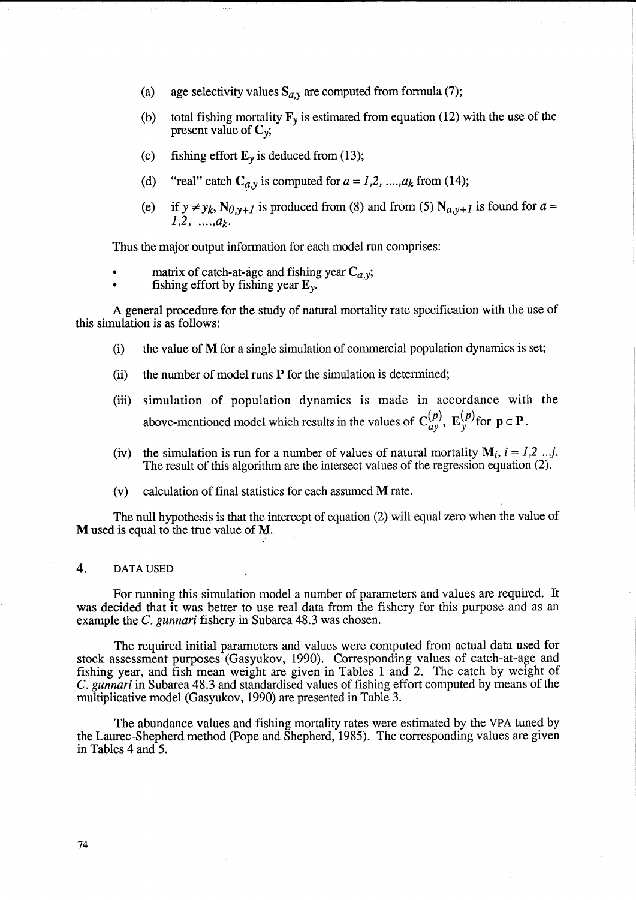(a) age selectivity values $\mathbf{S}_{a,y}$ are computed from formula (7);

(b) total fishing mortality $\mathbf{F}_y$ is estimated from equation (12) with the use of the present value of $\mathbf{C}_y$;

(c) fishing effort $\mathbf{E}_y$ is deduced from (13);

(d) "real" catch $\mathbf{C}_{a,y}$ is computed for $a = 1,2, ....,a_k$ from (14);

(e) if $y \neq y_k$, $\mathbf{N}_{0,y+1}$ is produced from (8) and from (5) $\mathbf{N}_{a,y+1}$ is found for $a = 1,2, ....,a_k$.

Thus the major output information for each model run comprises:

- matrix of catch-at-age and fishing year $\mathbf{C}_{a,y}$;
- fishing effort by fishing year $\mathbf{E}_y$.

A general procedure for the study of natural mortality rate specification with the use of this simulation is as follows:

(i) the value of **M** for a single simulation of commercial population dynamics is set;

(ii) the number of model runs **P** for the simulation is determined;

(iii) simulation of population dynamics is made in accordance with the above-mentioned model which results in the values of $\mathbf{C}_{ay}^{(p)}$, $\mathbf{E}_y^{(p)}$ for $\mathbf{p} \in \mathbf{P}$.

(iv) the simulation is run for a number of values of natural mortality $\mathbf{M}_i$, $i = 1,2 ...j$. The result of this algorithm are the intersect values of the regression equation (2).

(v) calculation of final statistics for each assumed **M** rate.

The null hypothesis is that the intercept of equation (2) will equal zero when the value of **M** used is equal to the true value of **M**.

## 4. DATA USED

For running this simulation model a number of parameters and values are required. It was decided that it was better to use real data from the fishery for this purpose and as an example the *C. gunnari* fishery in Subarea 48.3 was chosen.

The required initial parameters and values were computed from actual data used for stock assessment purposes (Gasyukov, 1990). Corresponding values of catch-at-age and fishing year, and fish mean weight are given in Tables 1 and 2. The catch by weight of *C. gunnari* in Subarea 48.3 and standardised values of fishing effort computed by means of the multiplicative model (Gasyukov, 1990) are presented in Table 3.

The abundance values and fishing mortality rates were estimated by the VPA tuned by the Laurec-Shepherd method (Pope and Shepherd, 1985). The corresponding values are given in Tables 4 and 5.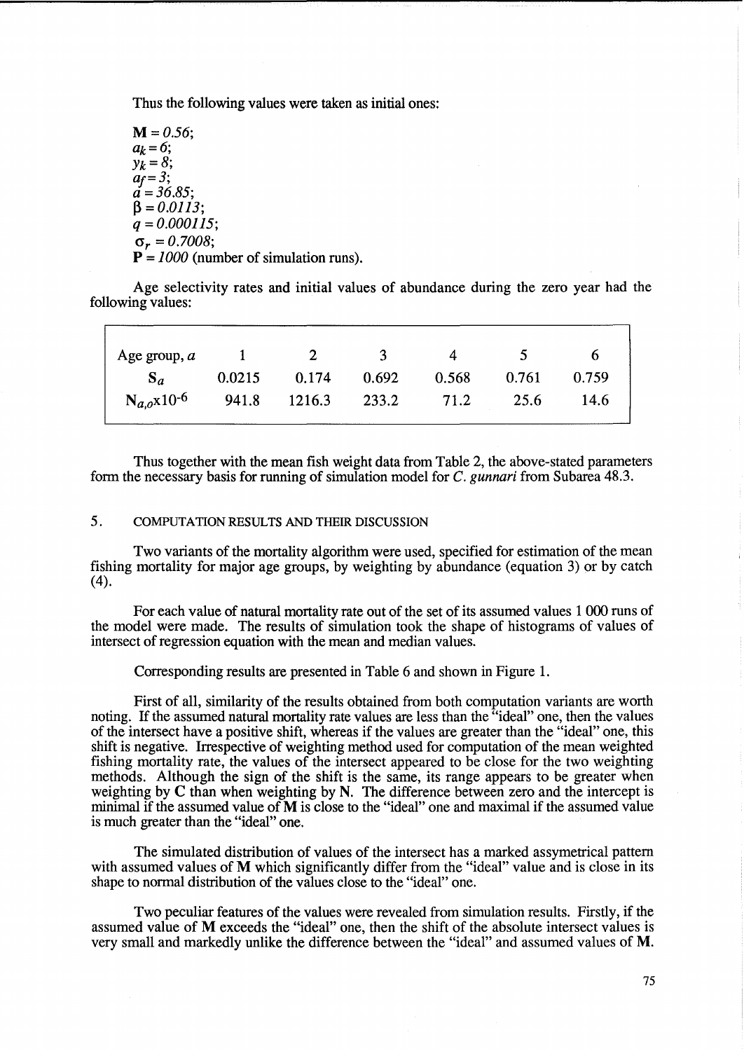Thus the following values were taken as initial ones:

$\mathbf{M} = 0.56$;
$a_k = 6$;
$y_k = 8$;
$a_f = 3$;
$\alpha = 36.85$;
$\beta = 0.0113$;
$q = 0.000115$;
$\sigma_r = 0.7008$;
$\mathbf{P} = 1000$ (number of simulation runs).

Age selectivity rates and initial values of abundance during the zero year had the following values:

| Age group, $a$ | 1 | 2 | 3 | 4 | 5 | 6 |
|---|---|---|---|---|---|---|
| $\mathbf{S}_a$ | 0.0215 | 0.174 | 0.692 | 0.568 | 0.761 | 0.759 |
| $\mathbf{N}_{a,o}\mathrm{x}10^{-6}$ | 941.8 | 1216.3 | 233.2 | 71.2 | 25.6 | 14.6 |

Thus together with the mean fish weight data from Table 2, the above-stated parameters form the necessary basis for running of simulation model for *C. gunnari* from Subarea 48.3.

## 5. COMPUTATION RESULTS AND THEIR DISCUSSION

Two variants of the mortality algorithm were used, specified for estimation of the mean fishing mortality for major age groups, by weighting by abundance (equation 3) or by catch (4).

For each value of natural mortality rate out of the set of its assumed values 1 000 runs of the model were made. The results of simulation took the shape of histograms of values of intersect of regression equation with the mean and median values.

Corresponding results are presented in Table 6 and shown in Figure 1.

First of all, similarity of the results obtained from both computation variants are worth noting. If the assumed natural mortality rate values are less than the "ideal" one, then the values of the intersect have a positive shift, whereas if the values are greater than the "ideal" one, this shift is negative. Irrespective of weighting method used for computation of the mean weighted fishing mortality rate, the values of the intersect appeared to be close for the two weighting methods. Although the sign of the shift is the same, its range appears to be greater when weighting by **C** than when weighting by **N**. The difference between zero and the intercept is minimal if the assumed value of **M** is close to the "ideal" one and maximal if the assumed value is much greater than the "ideal" one.

The simulated distribution of values of the intersect has a marked assymetrical pattern with assumed values of **M** which significantly differ from the "ideal" value and is close in its shape to normal distribution of the values close to the "ideal" one.

Two peculiar features of the values were revealed from simulation results. Firstly, if the assumed value of **M** exceeds the "ideal" one, then the shift of the absolute intersect values is very small and markedly unlike the difference between the "ideal" and assumed values of **M**.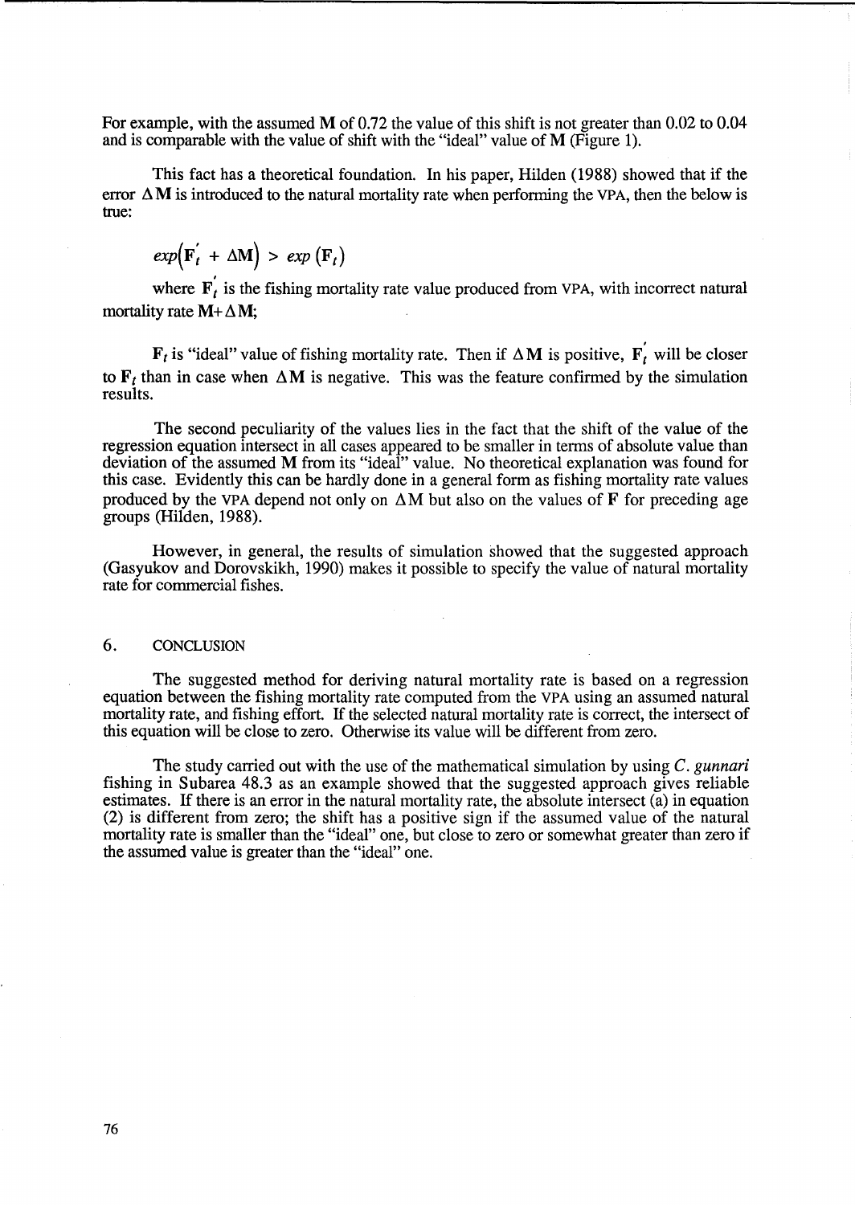For example, with the assumed **M** of 0.72 the value of this shift is not greater than 0.02 to 0.04 and is comparable with the value of shift with the "ideal" value of **M** (Figure 1).

This fact has a theoretical foundation. In his paper, Hilden (1988) showed that if the error $\Delta \mathbf{M}$ is introduced to the natural mortality rate when performing the VPA, then the below is true:

$$exp\left(\mathbf{F}_t^{'} + \Delta\mathbf{M}\right) > exp\left(\mathbf{F}_t\right)$$

where $\mathbf{F}_t^{'}$ is the fishing mortality rate value produced from VPA, with incorrect natural mortality rate $\mathbf{M}+\Delta\mathbf{M}$;

$\mathbf{F}_t$ is "ideal" value of fishing mortality rate. Then if $\Delta\mathbf{M}$ is positive, $\mathbf{F}_t^{'}$ will be closer to $\mathbf{F}_t$ than in case when $\Delta\mathbf{M}$ is negative. This was the feature confirmed by the simulation results.

The second peculiarity of the values lies in the fact that the shift of the value of the regression equation intersect in all cases appeared to be smaller in terms of absolute value than deviation of the assumed **M** from its "ideal" value. No theoretical explanation was found for this case. Evidently this can be hardly done in a general form as fishing mortality rate values produced by the VPA depend not only on $\Delta$M but also on the values of **F** for preceding age groups (Hilden, 1988).

However, in general, the results of simulation showed that the suggested approach (Gasyukov and Dorovskikh, 1990) makes it possible to specify the value of natural mortality rate for commercial fishes.

## 6. CONCLUSION

The suggested method for deriving natural mortality rate is based on a regression equation between the fishing mortality rate computed from the VPA using an assumed natural mortality rate, and fishing effort. If the selected natural mortality rate is correct, the intersect of this equation will be close to zero. Otherwise its value will be different from zero.

The study carried out with the use of the mathematical simulation by using *C. gunnari* fishing in Subarea 48.3 as an example showed that the suggested approach gives reliable estimates. If there is an error in the natural mortality rate, the absolute intersect (a) in equation (2) is different from zero; the shift has a positive sign if the assumed value of the natural mortality rate is smaller than the "ideal" one, but close to zero or somewhat greater than zero if the assumed value is greater than the "ideal" one.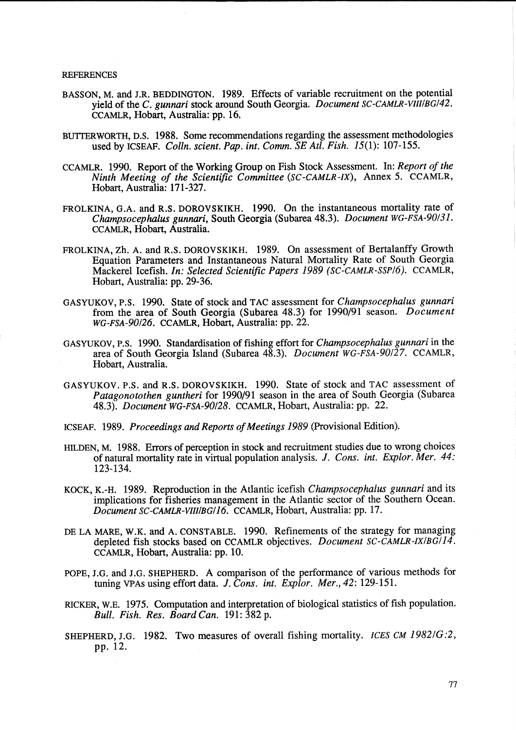## REFERENCES

BASSON, M. and J.R. BEDDINGTON. 1989. Effects of variable recruitment on the potential yield of the *C. gunnari* stock around South Georgia. *Document SC-CAMLR-VIII/BG/42*. CCAMLR, Hobart, Australia: pp. 16.

BUTTERWORTH, D.S. 1988. Some recommendations regarding the assessment methodologies used by ICSEAF. *Colln. scient. Pap. int. Comm. SE Atl. Fish. 15*(1): 107-155.

CCAMLR. 1990. Report of the Working Group on Fish Stock Assessment. In: *Report of the Ninth Meeting of the Scientific Committee (SC-CAMLR-IX)*, Annex 5. CCAMLR, Hobart, Australia: 171-327.

FROLKINA, G.A. and R.S. DOROVSKIKH. 1990. On the instantaneous mortality rate of *Champsocephalus gunnari*, South Georgia (Subarea 48.3). *Document WG-FSA-90/31*. CCAMLR, Hobart, Australia.

FROLKINA, Zh. A. and R.S. DOROVSKIKH. 1989. On assessment of Bertalanffy Growth Equation Parameters and Instantaneous Natural Mortality Rate of South Georgia Mackerel Icefish. *In: Selected Scientific Papers 1989 (SC-CAMLR-SSP/6)*. CCAMLR, Hobart, Australia: pp. 29-36.

GASYUKOV, P.S. 1990. State of stock and TAC assessment for *Champsocephalus gunnari* from the area of South Georgia (Subarea 48.3) for 1990/91 season. *Document WG-FSA-90/26*. CCAMLR, Hobart, Australia: pp. 22.

GASYUKOV, P.S. 1990. Standardisation of fishing effort for *Champsocephalus gunnari* in the area of South Georgia Island (Subarea 48.3). *Document WG-FSA-90/27*. CCAMLR, Hobart, Australia.

GASYUKOV. P.S. and R.S. DOROVSKIKH. 1990. State of stock and TAC assessment of *Patagonotothen guntheri* for 1990/91 season in the area of South Georgia (Subarea 48.3). *Document WG-FSA-90/28*. CCAMLR, Hobart, Australia: pp. 22.

ICSEAF. 1989. *Proceedings and Reports of Meetings 1989* (Provisional Edition).

HILDEN, M. 1988. Errors of perception in stock and recruitment studies due to wrong choices of natural mortality rate in virtual population analysis. *J. Cons. int. Explor. Mer. 44:* 123-134.

KOCK, K.-H. 1989. Reproduction in the Atlantic icefish *Champsocephalus gunnari* and its implications for fisheries management in the Atlantic sector of the Southern Ocean. *Document SC-CAMLR-VIII/BG/16*. CCAMLR, Hobart, Australia: pp. 17.

DE LA MARE, W.K. and A. CONSTABLE. 1990. Refinements of the strategy for managing depleted fish stocks based on CCAMLR objectives. *Document SC-CAMLR-IX/BG/14*. CCAMLR, Hobart, Australia: pp. 10.

POPE, J.G. and J.G. SHEPHERD. A comparison of the performance of various methods for tuning VPAs using effort data. *J. Cons. int. Explor. Mer., 42*: 129-151.

RICKER, W.E. 1975. Computation and interpretation of biological statistics of fish population. *Bull. Fish. Res. Board Can.* 191: 382 p.

SHEPHERD, J.G. 1982. Two measures of overall fishing mortality. *ICES CM 1982/G:2*, pp. 12.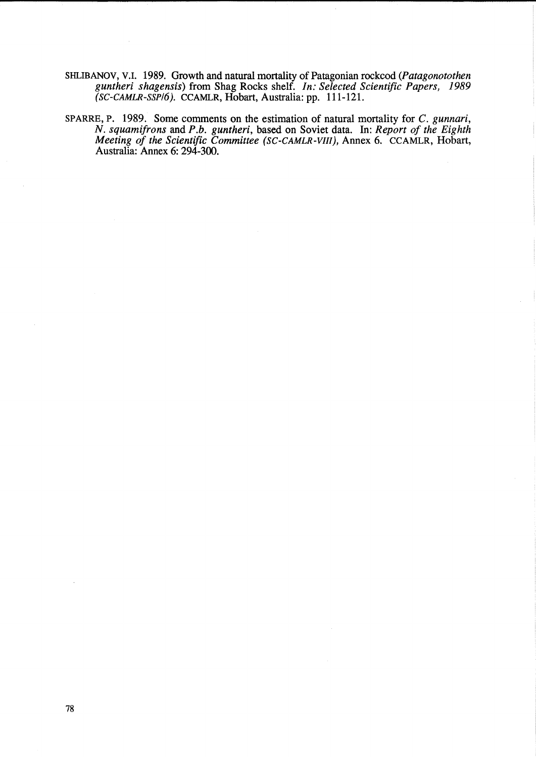SHLIBANOV, V.I. 1989. Growth and natural mortality of Patagonian rockcod (*Patagonotothen guntheri shagensis*) from Shag Rocks shelf. *In: Selected Scientific Papers, 1989 (SC-CAMLR-SSP/6).* CCAMLR, Hobart, Australia: pp. 111-121.

SPARRE, P. 1989. Some comments on the estimation of natural mortality for *C. gunnari*, *N. squamifrons* and *P.b. guntheri*, based on Soviet data. In: *Report of the Eighth Meeting of the Scientific Committee (SC-CAMLR-VIII)*, Annex 6. CCAMLR, Hobart, Australia: Annex 6: 294-300.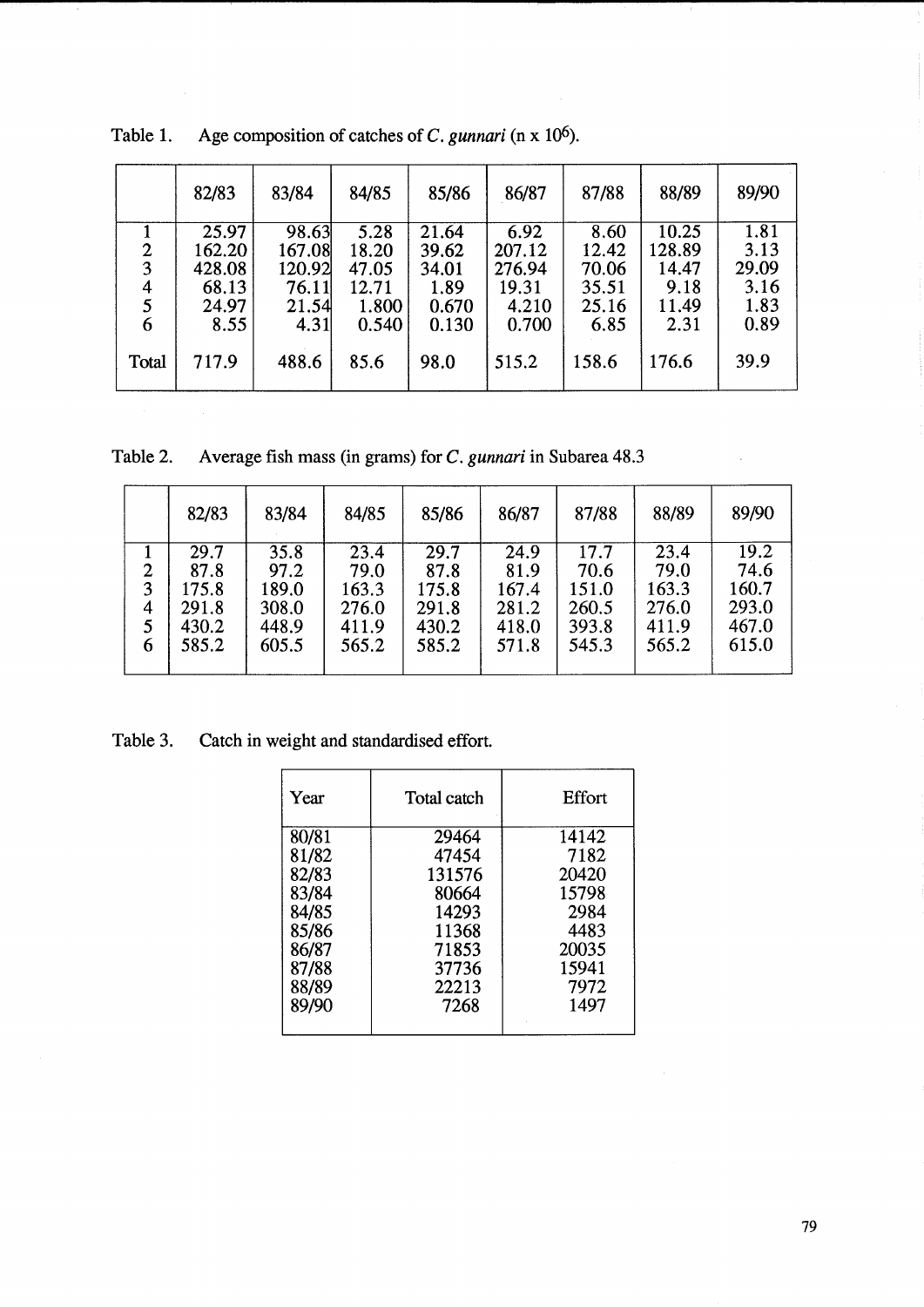Table 1. Age composition of catches of *C. gunnari* (n x $10^6$).

| | 82/83 | 83/84 | 84/85 | 85/86 | 86/87 | 87/88 | 88/89 | 89/90 |
|---|---|---|---|---|---|---|---|---|
| 1 | 25.97 | 98.63 | 5.28 | 21.64 | 6.92 | 8.60 | 10.25 | 1.81 |
| 2 | 162.20 | 167.08 | 18.20 | 39.62 | 207.12 | 12.42 | 128.89 | 3.13 |
| 3 | 428.08 | 120.92 | 47.05 | 34.01 | 276.94 | 70.06 | 14.47 | 29.09 |
| 4 | 68.13 | 76.11 | 12.71 | 1.89 | 19.31 | 35.51 | 9.18 | 3.16 |
| 5 | 24.97 | 21.54 | 1.800 | 0.670 | 4.210 | 25.16 | 11.49 | 1.83 |
| 6 | 8.55 | 4.31 | 0.540 | 0.130 | 0.700 | 6.85 | 2.31 | 0.89 |
| Total | 717.9 | 488.6 | 85.6 | 98.0 | 515.2 | 158.6 | 176.6 | 39.9 |

Table 2. Average fish mass (in grams) for *C. gunnari* in Subarea 48.3

| | 82/83 | 83/84 | 84/85 | 85/86 | 86/87 | 87/88 | 88/89 | 89/90 |
|---|---|---|---|---|---|---|---|---|
| 1 | 29.7 | 35.8 | 23.4 | 29.7 | 24.9 | 17.7 | 23.4 | 19.2 |
| 2 | 87.8 | 97.2 | 79.0 | 87.8 | 81.9 | 70.6 | 79.0 | 74.6 |
| 3 | 175.8 | 189.0 | 163.3 | 175.8 | 167.4 | 151.0 | 163.3 | 160.7 |
| 4 | 291.8 | 308.0 | 276.0 | 291.8 | 281.2 | 260.5 | 276.0 | 293.0 |
| 5 | 430.2 | 448.9 | 411.9 | 430.2 | 418.0 | 393.8 | 411.9 | 467.0 |
| 6 | 585.2 | 605.5 | 565.2 | 585.2 | 571.8 | 545.3 | 565.2 | 615.0 |

Table 3. Catch in weight and standardised effort.

| Year | Total catch | Effort |
|---|---|---|
| 80/81 | 29464 | 14142 |
| 81/82 | 47454 | 7182 |
| 82/83 | 131576 | 20420 |
| 83/84 | 80664 | 15798 |
| 84/85 | 14293 | 2984 |
| 85/86 | 11368 | 4483 |
| 86/87 | 71853 | 20035 |
| 87/88 | 37736 | 15941 |
| 88/89 | 22213 | 7972 |
| 89/90 | 7268 | 1497 |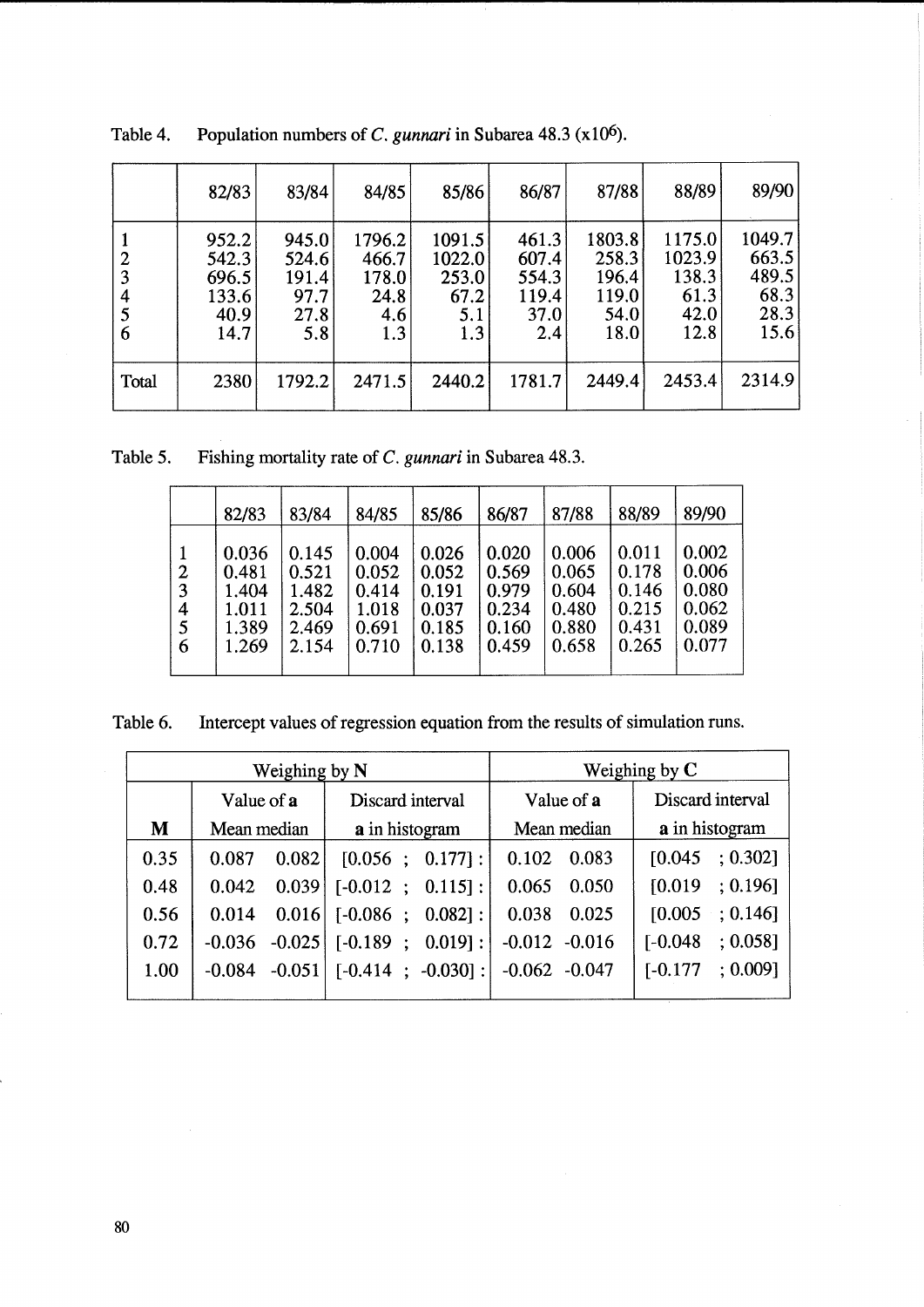Table 4. Population numbers of *C. gunnari* in Subarea 48.3 (x$10^6$).

| | 82/83 | 83/84 | 84/85 | 85/86 | 86/87 | 87/88 | 88/89 | 89/90 |
|---|---|---|---|---|---|---|---|---|
| 1 | 952.2 | 945.0 | 1796.2 | 1091.5 | 461.3 | 1803.8 | 1175.0 | 1049.7 |
| 2 | 542.3 | 524.6 | 466.7 | 1022.0 | 607.4 | 258.3 | 1023.9 | 663.5 |
| 3 | 696.5 | 191.4 | 178.0 | 253.0 | 554.3 | 196.4 | 138.3 | 489.5 |
| 4 | 133.6 | 97.7 | 24.8 | 67.2 | 119.4 | 119.0 | 61.3 | 68.3 |
| 5 | 40.9 | 27.8 | 4.6 | 5.1 | 37.0 | 54.0 | 42.0 | 28.3 |
| 6 | 14.7 | 5.8 | 1.3 | 1.3 | 2.4 | 18.0 | 12.8 | 15.6 |
| Total | 2380 | 1792.2 | 2471.5 | 2440.2 | 1781.7 | 2449.4 | 2453.4 | 2314.9 |

Table 5. Fishing mortality rate of *C. gunnari* in Subarea 48.3.

| | 82/83 | 83/84 | 84/85 | 85/86 | 86/87 | 87/88 | 88/89 | 89/90 |
|---|---|---|---|---|---|---|---|---|
| 1 | 0.036 | 0.145 | 0.004 | 0.026 | 0.020 | 0.006 | 0.011 | 0.002 |
| 2 | 0.481 | 0.521 | 0.052 | 0.052 | 0.569 | 0.065 | 0.178 | 0.006 |
| 3 | 1.404 | 1.482 | 0.414 | 0.191 | 0.979 | 0.604 | 0.146 | 0.080 |
| 4 | 1.011 | 2.504 | 1.018 | 0.037 | 0.234 | 0.480 | 0.215 | 0.062 |
| 5 | 1.389 | 2.469 | 0.691 | 0.185 | 0.160 | 0.880 | 0.431 | 0.089 |
| 6 | 1.269 | 2.154 | 0.710 | 0.138 | 0.459 | 0.658 | 0.265 | 0.077 |

Table 6. Intercept values of regression equation from the results of simulation runs.

| | Weighing by **N** | | | Weighing by **C** | | |
|---|---|---|---|---|---|---|
| **M** | Value of **a** Mean | median | Discard interval **a** in histogram | Value of **a** Mean | median | Discard interval **a** in histogram |
| 0.35 | 0.087 | 0.082 | [0.056 ; 0.177] : | 0.102 | 0.083 | [0.045 ; 0.302] |
| 0.48 | 0.042 | 0.039 | [-0.012 ; 0.115] : | 0.065 | 0.050 | [0.019 ; 0.196] |
| 0.56 | 0.014 | 0.016 | [-0.086 ; 0.082] : | 0.038 | 0.025 | [0.005 ; 0.146] |
| 0.72 | -0.036 | -0.025 | [-0.189 ; 0.019] : | -0.012 | -0.016 | [-0.048 ; 0.058] |
| 1.00 | -0.084 | -0.051 | [-0.414 ; -0.030] : | -0.062 | -0.047 | [-0.177 ; 0.009] |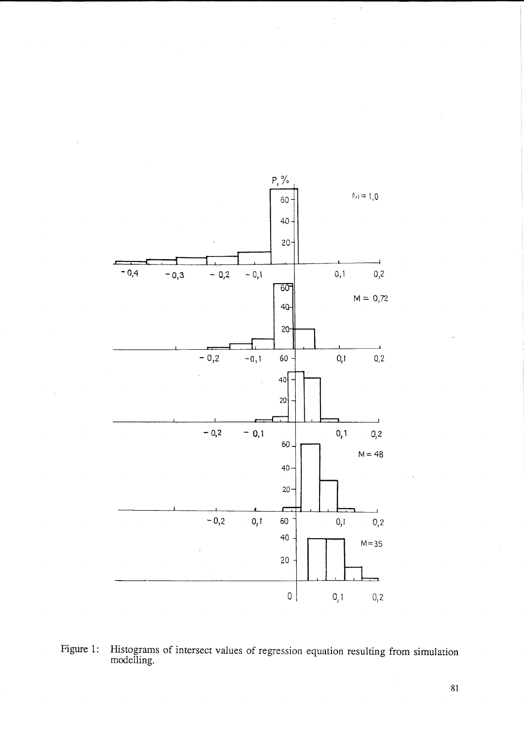P, %

M = 1,0

60
40
20

- 0,4 - 0,3 - 0,2 - 0,1 0,1 0,2

M = 0,72

60
40
20

- 0,2 - 0,1 0,1 0,2

60
40
20

- 0,2 - 0,1 0,1 0,2

M = 48

60
40
20

- 0,2 0,1 0,1 0,2

M=35

60
40
20

0 0,1 0,2

Figure 1: Histograms of intersect values of regression equation resulting from simulation modelling.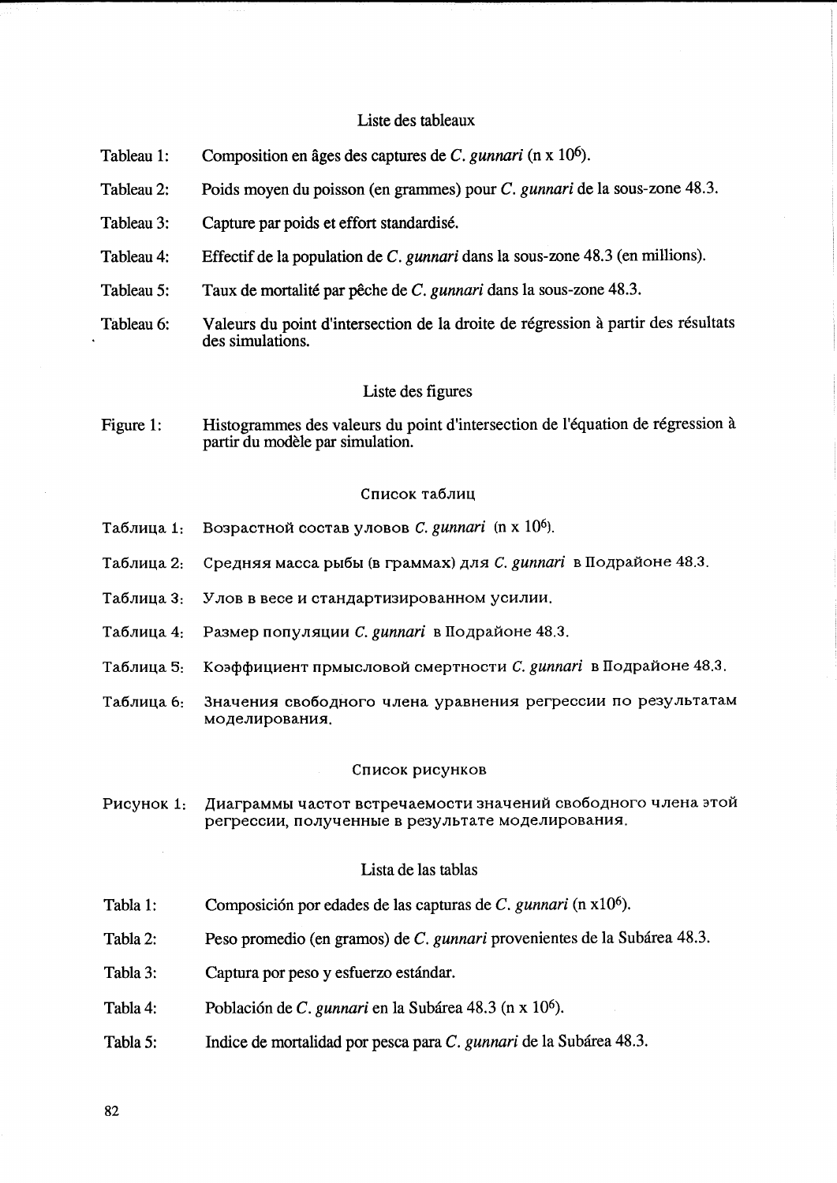## Liste des tableaux

Tableau 1: Composition en âges des captures de *C. gunnari* (n x $10^6$).

Tableau 2: Poids moyen du poisson (en grammes) pour *C. gunnari* de la sous-zone 48.3.

Tableau 3: Capture par poids et effort standardisé.

Tableau 4: Effectif de la population de *C. gunnari* dans la sous-zone 48.3 (en millions).

Tableau 5: Taux de mortalité par pêche de *C. gunnari* dans la sous-zone 48.3.

Tableau 6: Valeurs du point d'intersection de la droite de régression à partir des résultats des simulations.

## Liste des figures

Figure 1: Histogrammes des valeurs du point d'intersection de l'équation de régression à partir du modèle par simulation.

## Список таблиц

Таблица 1: Возрастной состав уловов *C. gunnari* (n x $10^6$).

Таблица 2: Средняя масса рыбы (в граммах) для *C. gunnari* в Подрайоне 48.3.

Таблица 3: Улов в весе и стандартизированном усилии.

Таблица 4: Размер популяции *C. gunnari* в Подрайоне 48.3.

Таблица 5: Коэффициент прмысловой смертности *C. gunnari* в Подрайоне 48.3.

Таблица 6: Значения свободного члена уравнения регрессии по результатам моделирования.

## Список рисунков

Рисунок 1: Диаграммы частот встречаемости значений свободного члена этой регрессии, полученные в результате моделирования.

## Lista de las tablas

Tabla 1: Composición por edades de las capturas de *C. gunnari* (n x$10^6$).

Tabla 2: Peso promedio (en gramos) de *C. gunnari* provenientes de la Subárea 48.3.

Tabla 3: Captura por peso y esfuerzo estándar.

Tabla 4: Población de *C. gunnari* en la Subárea 48.3 (n x $10^6$).

Tabla 5: Indice de mortalidad por pesca para *C. gunnari* de la Subárea 48.3.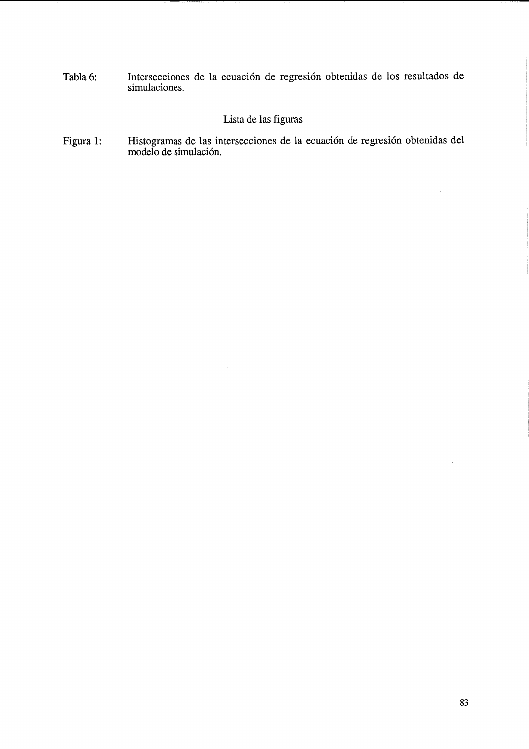Tabla 6: Intersecciones de la ecuación de regresión obtenidas de los resultados de simulaciones.

## Lista de las figuras

Figura 1: Histogramas de las intersecciones de la ecuación de regresión obtenidas del modelo de simulación.